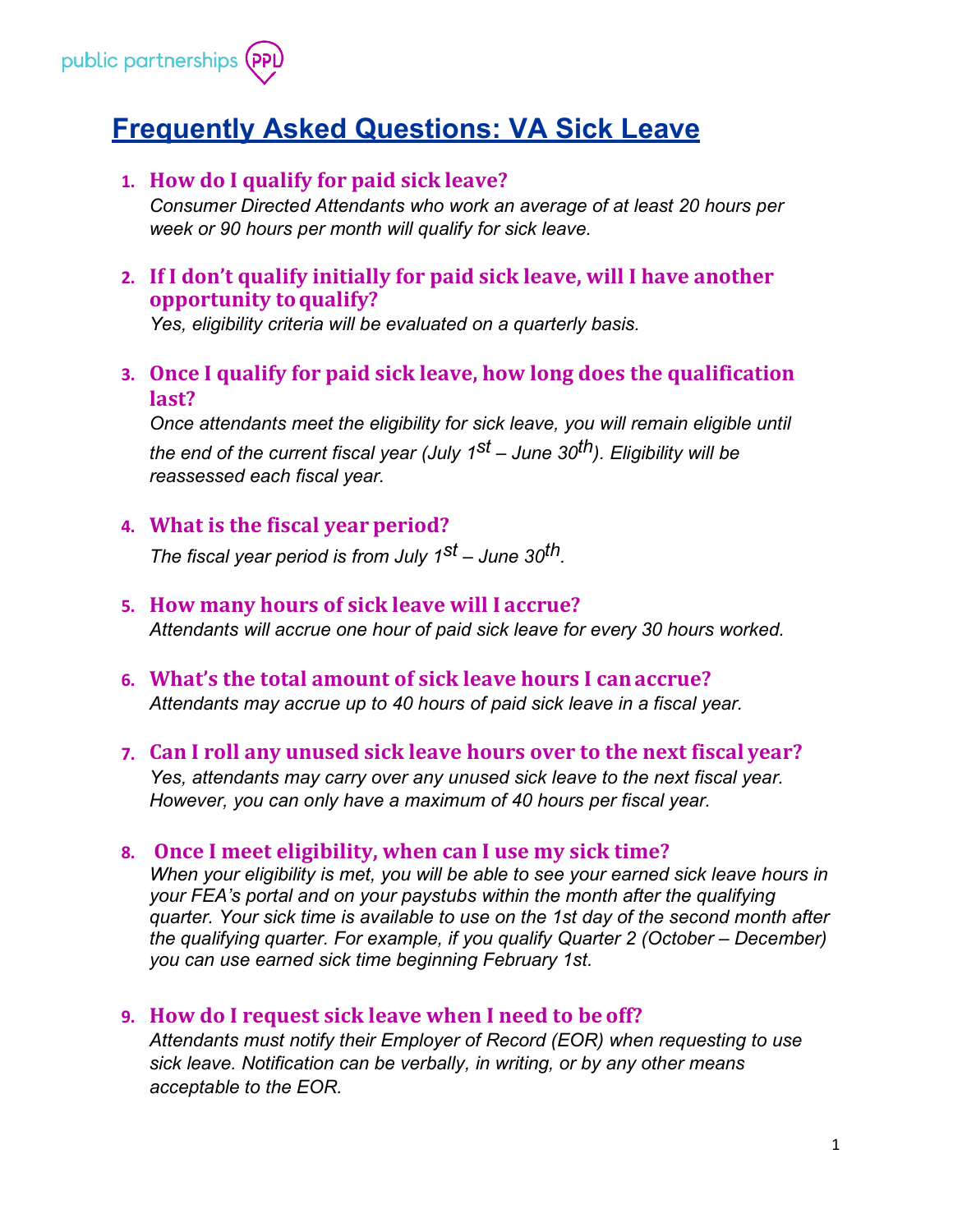public partnerships PPL

# Frequently Asked Questions: VA Sick Leave

1. **How do I qualify for paid sick leave?**
   *Consumer Directed Attendants who work an average of at least 20 hours per week or 90 hours per month will qualify for sick leave.*

2. **If I don't qualify initially for paid sick leave, will I have another opportunity to qualify?**
   *Yes, eligibility criteria will be evaluated on a quarterly basis.*

3. **Once I qualify for paid sick leave, how long does the qualification last?**
   *Once attendants meet the eligibility for sick leave, you will remain eligible until the end of the current fiscal year (July 1st – June 30th). Eligibility will be reassessed each fiscal year.*

4. **What is the fiscal year period?**
   *The fiscal year period is from July 1st – June 30th.*

5. **How many hours of sick leave will I accrue?**
   *Attendants will accrue one hour of paid sick leave for every 30 hours worked.*

6. **What's the total amount of sick leave hours I can accrue?**
   *Attendants may accrue up to 40 hours of paid sick leave in a fiscal year.*

7. **Can I roll any unused sick leave hours over to the next fiscal year?**
   *Yes, attendants may carry over any unused sick leave to the next fiscal year. However, you can only have a maximum of 40 hours per fiscal year.*

8. **Once I meet eligibility, when can I use my sick time?**
   *When your eligibility is met, you will be able to see your earned sick leave hours in your FEA's portal and on your paystubs within the month after the qualifying quarter. Your sick time is available to use on the 1st day of the second month after the qualifying quarter. For example, if you qualify Quarter 2 (October – December) you can use earned sick time beginning February 1st.*

9. **How do I request sick leave when I need to be off?**
   *Attendants must notify their Employer of Record (EOR) when requesting to use sick leave. Notification can be verbally, in writing, or by any other means acceptable to the EOR.*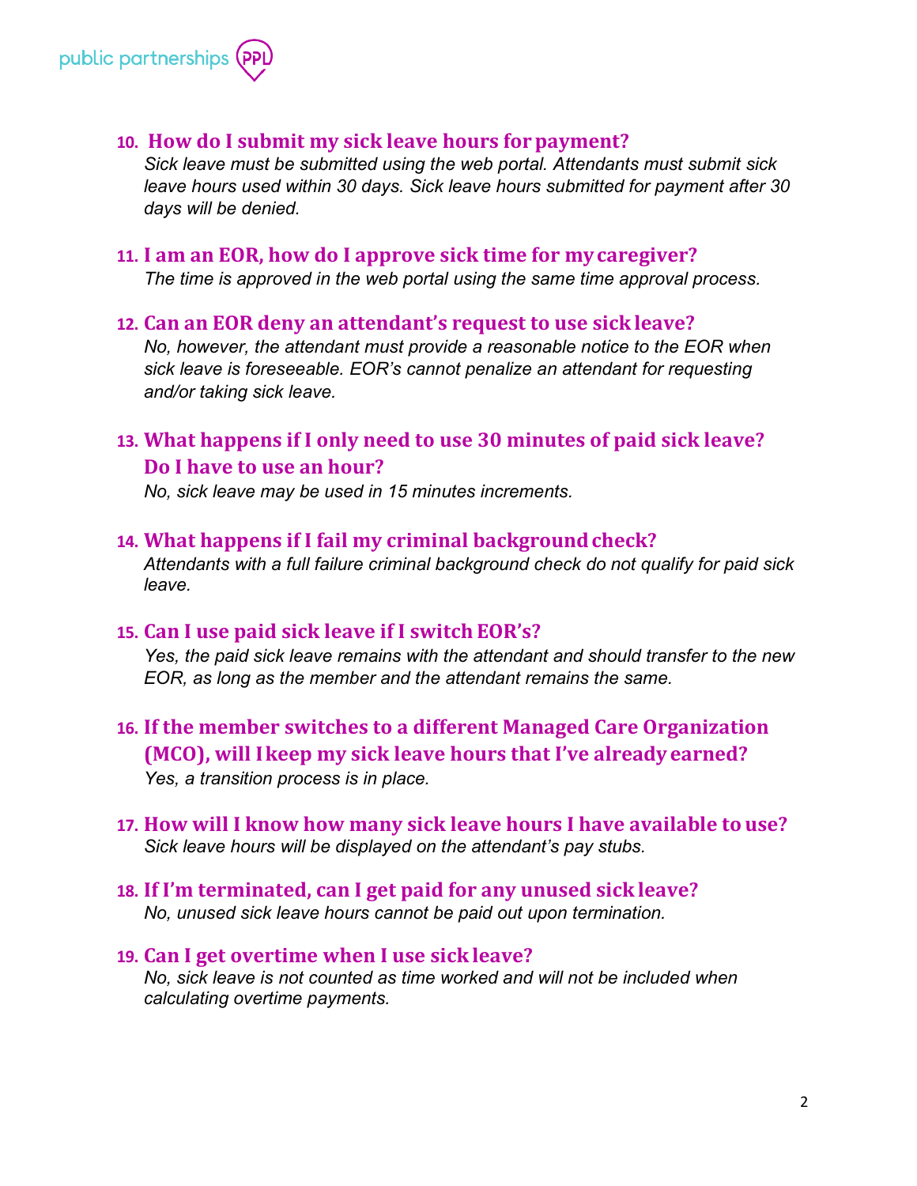**10. How do I submit my sick leave hours for payment?**

*Sick leave must be submitted using the web portal. Attendants must submit sick leave hours used within 30 days. Sick leave hours submitted for payment after 30 days will be denied.*

**11. I am an EOR, how do I approve sick time for my caregiver?**

*The time is approved in the web portal using the same time approval process.*

**12. Can an EOR deny an attendant's request to use sick leave?**

*No, however, the attendant must provide a reasonable notice to the EOR when sick leave is foreseeable. EOR's cannot penalize an attendant for requesting and/or taking sick leave.*

**13. What happens if I only need to use 30 minutes of paid sick leave? Do I have to use an hour?**

*No, sick leave may be used in 15 minutes increments.*

**14. What happens if I fail my criminal background check?**

*Attendants with a full failure criminal background check do not qualify for paid sick leave.*

**15. Can I use paid sick leave if I switch EOR's?**

*Yes, the paid sick leave remains with the attendant and should transfer to the new EOR, as long as the member and the attendant remains the same.*

**16. If the member switches to a different Managed Care Organization (MCO), will I keep my sick leave hours that I've already earned?**

*Yes, a transition process is in place.*

**17. How will I know how many sick leave hours I have available to use?**

*Sick leave hours will be displayed on the attendant's pay stubs.*

**18. If I'm terminated, can I get paid for any unused sick leave?**

*No, unused sick leave hours cannot be paid out upon termination.*

**19. Can I get overtime when I use sick leave?**

*No, sick leave is not counted as time worked and will not be included when calculating overtime payments.*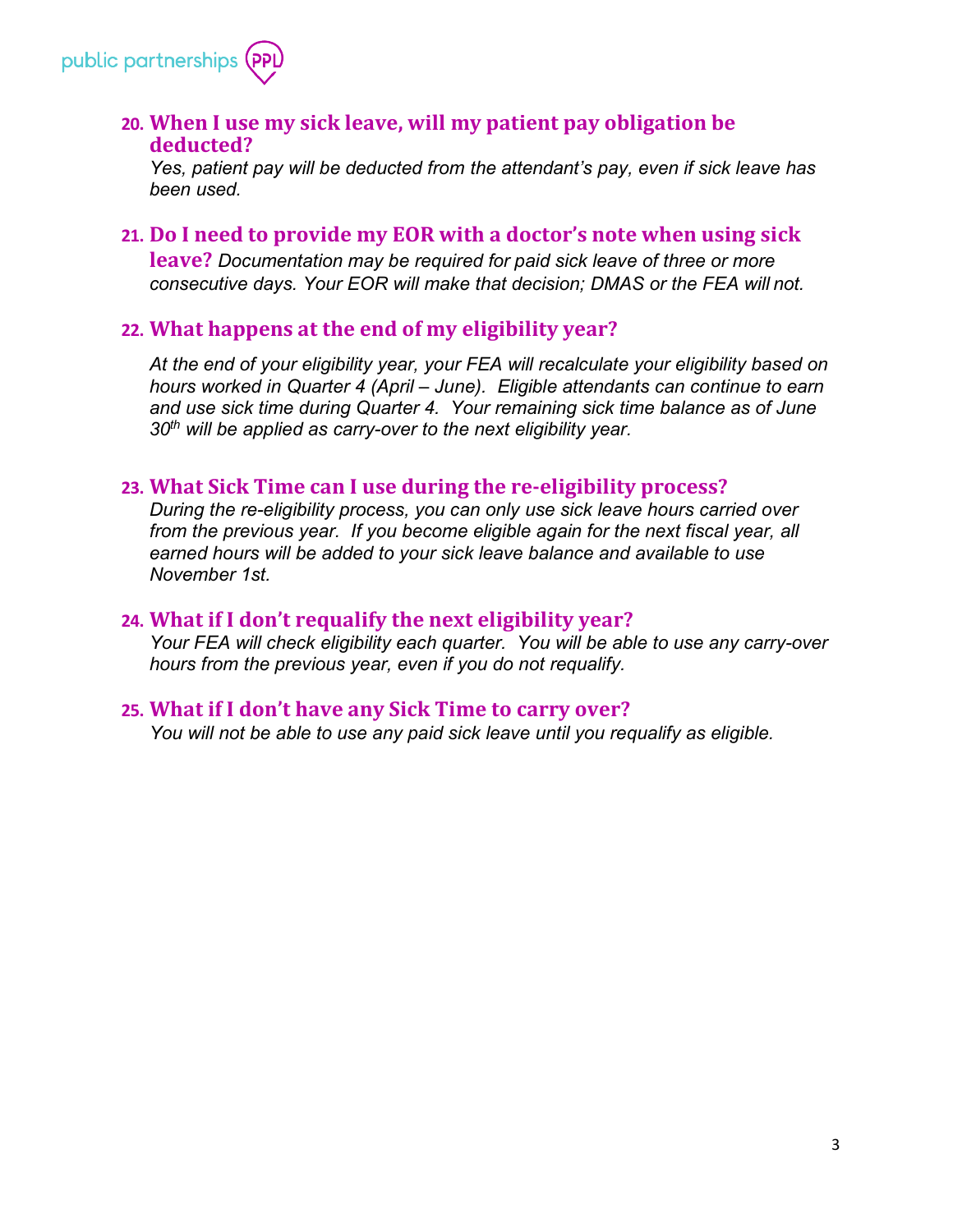### 20. When I use my sick leave, will my patient pay obligation be deducted?

*Yes, patient pay will be deducted from the attendant's pay, even if sick leave has been used.*

### 21. Do I need to provide my EOR with a doctor's note when using sick leave?

*Documentation may be required for paid sick leave of three or more consecutive days. Your EOR will make that decision; DMAS or the FEA will not.*

### 22. What happens at the end of my eligibility year?

*At the end of your eligibility year, your FEA will recalculate your eligibility based on hours worked in Quarter 4 (April – June). Eligible attendants can continue to earn and use sick time during Quarter 4. Your remaining sick time balance as of June 30th will be applied as carry-over to the next eligibility year.*

### 23. What Sick Time can I use during the re-eligibility process?

*During the re-eligibility process, you can only use sick leave hours carried over from the previous year. If you become eligible again for the next fiscal year, all earned hours will be added to your sick leave balance and available to use November 1st.*

### 24. What if I don't requalify the next eligibility year?

*Your FEA will check eligibility each quarter. You will be able to use any carry-over hours from the previous year, even if you do not requalify.*

### 25. What if I don't have any Sick Time to carry over?

*You will not be able to use any paid sick leave until you requalify as eligible.*